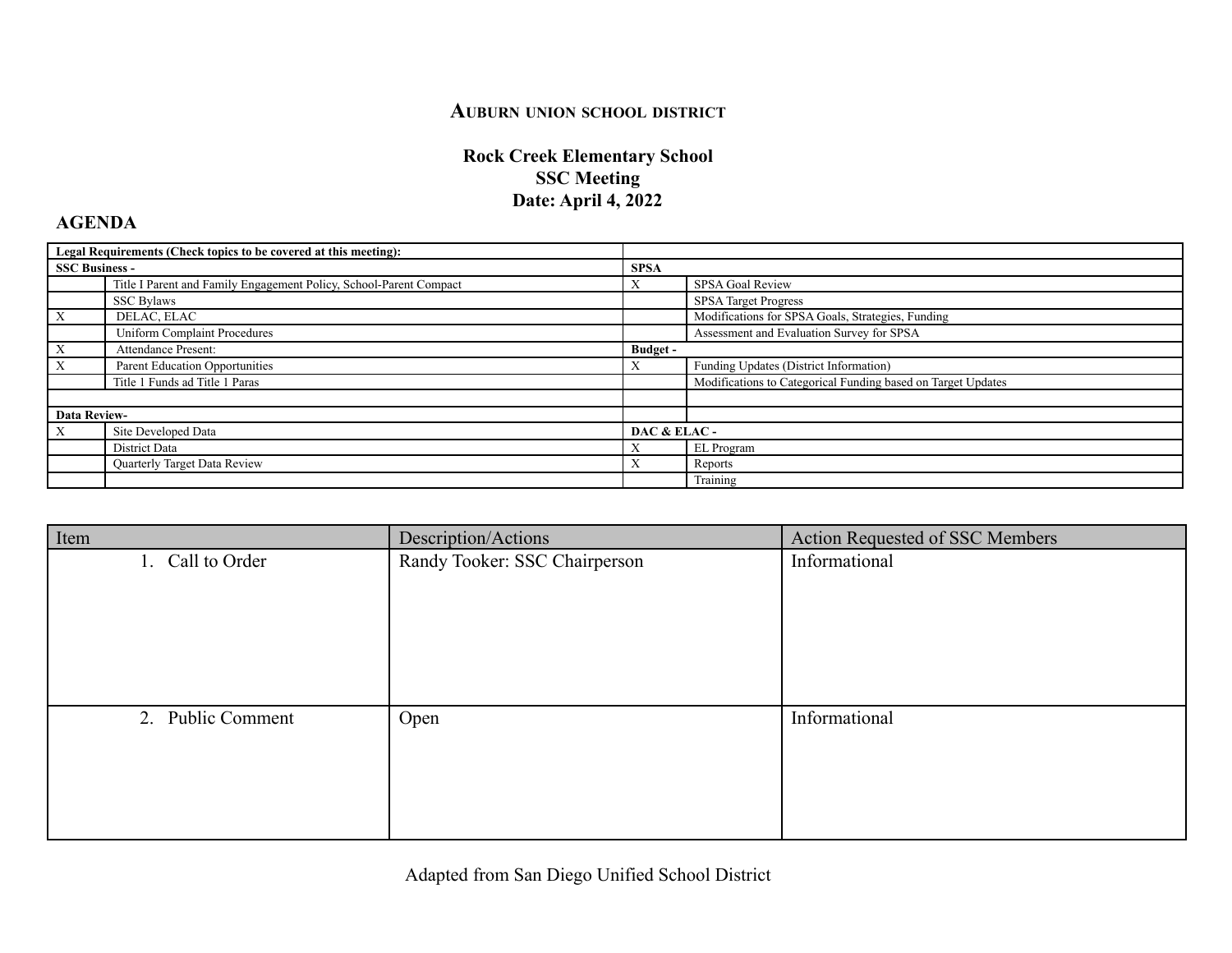**Auburn union school district**

**Rock Creek Elementary School**
**SSC Meeting**
**Date: April 4, 2022**

## AGENDA

| **Legal Requirements (Check topics to be covered at this meeting):** | | | |
|---|---|---|---|
| **SSC Business -** | | **SPSA** | |
| | Title I Parent and Family Engagement Policy, School-Parent Compact | X | SPSA Goal Review |
| | SSC Bylaws | | SPSA Target Progress |
| X | DELAC, ELAC | | Modifications for SPSA Goals, Strategies, Funding |
| | Uniform Complaint Procedures | | Assessment and Evaluation Survey for SPSA |
| X | Attendance Present: | **Budget -** | |
| X | Parent Education Opportunities | X | Funding Updates (District Information) |
| | Title 1 Funds ad Title 1 Paras | | Modifications to Categorical Funding based on Target Updates |
| | | | |
| **Data Review-** | | | |
| X | Site Developed Data | **DAC & ELAC -** | |
| | District Data | X | EL Program |
| | Quarterly Target Data Review | X | Reports |
| | | | Training |

| Item | Description/Actions | Action Requested of SSC Members |
|---|---|---|
| 1. Call to Order | Randy Tooker: SSC Chairperson | Informational |
| 2. Public Comment | Open | Informational |

Adapted from San Diego Unified School District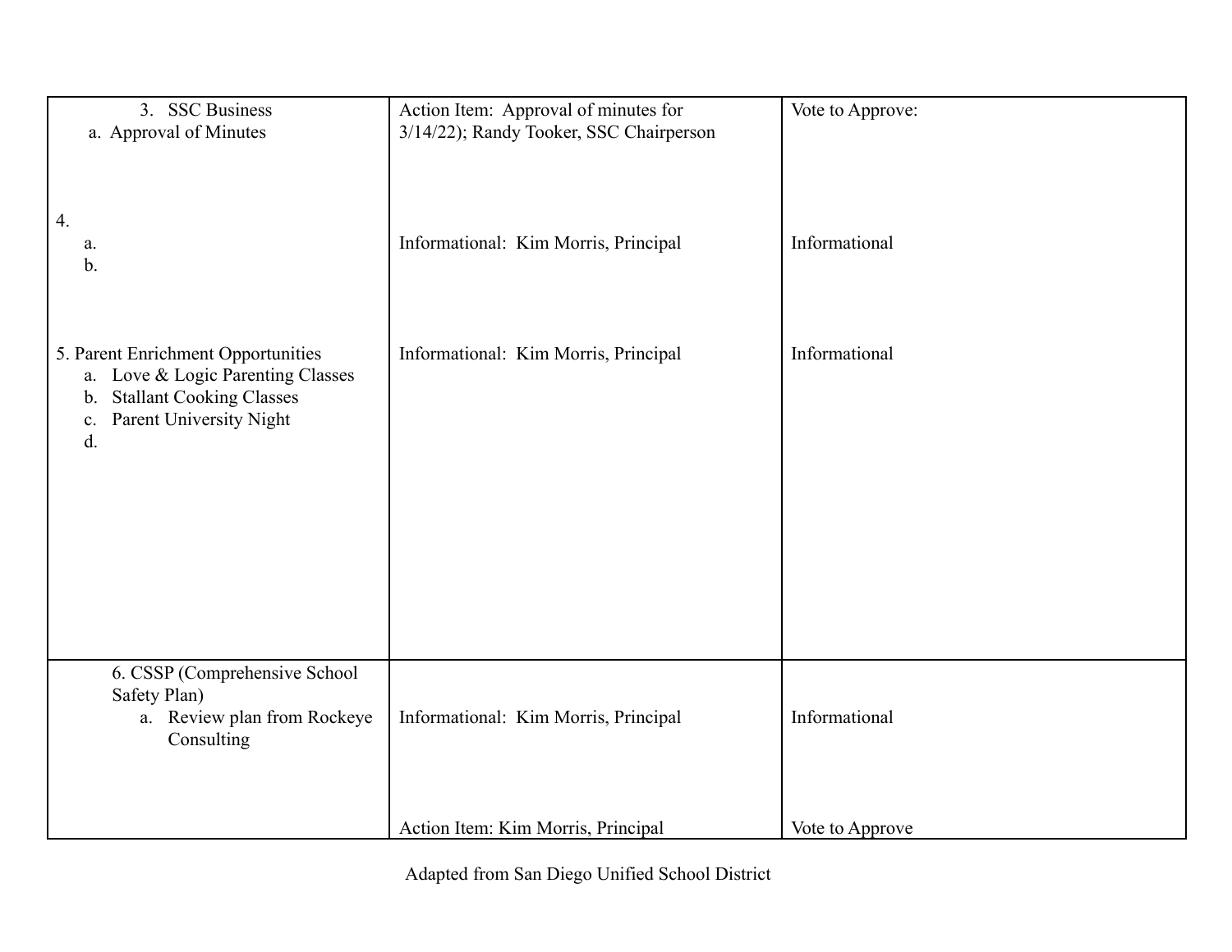| | | |
|---|---|---|
| 3. SSC Business<br>a. Approval of Minutes<br><br><br><br>4.<br>a.<br>b.<br><br><br><br>5. Parent Enrichment Opportunities<br>a. Love & Logic Parenting Classes<br>b. Stallant Cooking Classes<br>c. Parent University Night<br>d. | Action Item: Approval of minutes for 3/14/22); Randy Tooker, SSC Chairperson<br><br><br><br><br>Informational: Kim Morris, Principal<br><br><br><br><br>Informational: Kim Morris, Principal | Vote to Approve:<br><br><br><br><br>Informational<br><br><br><br><br>Informational |
| 6. CSSP (Comprehensive School Safety Plan)<br>a. Review plan from Rockeye Consulting | Informational: Kim Morris, Principal<br><br><br><br>Action Item: Kim Morris, Principal | Informational<br><br><br><br>Vote to Approve |

Adapted from San Diego Unified School District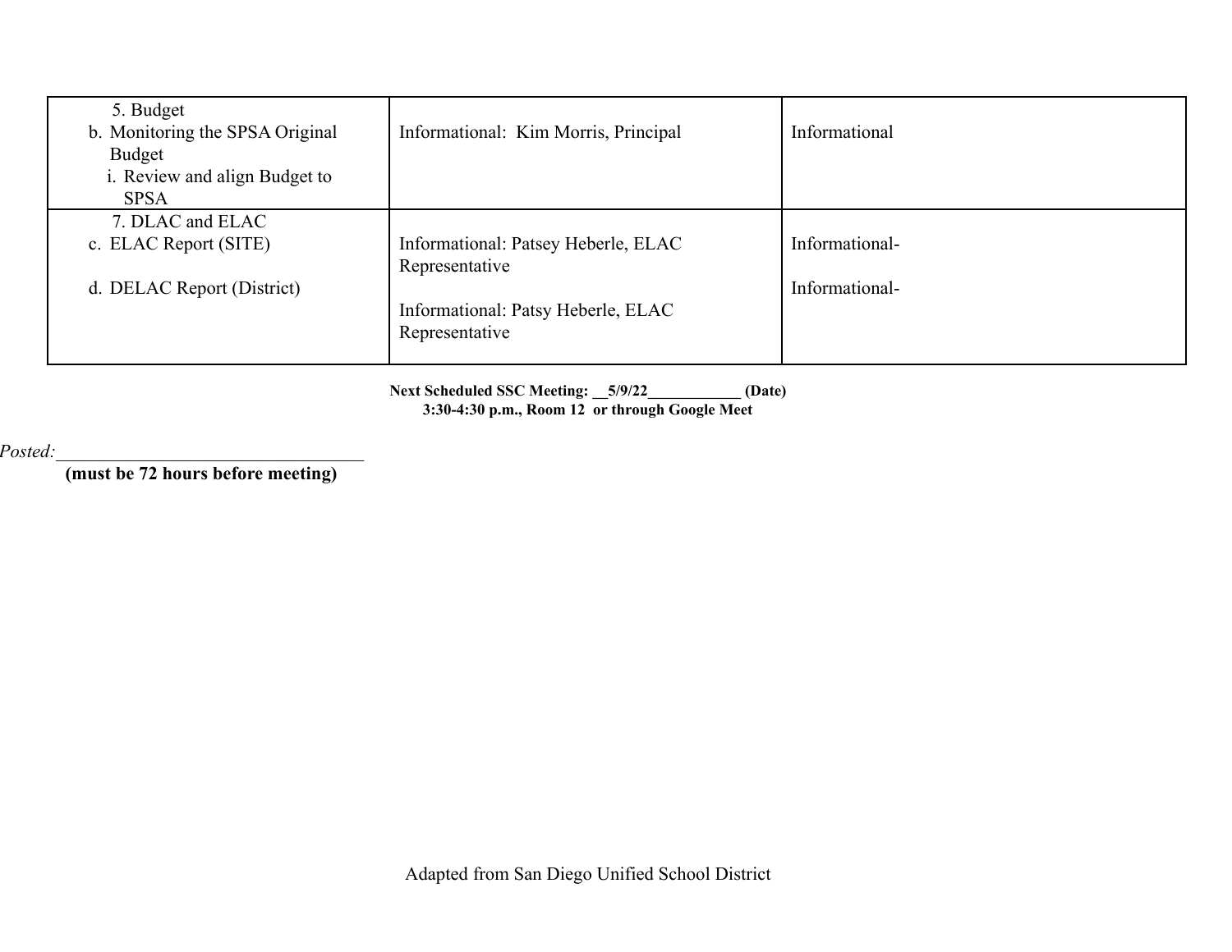| | | |
|---|---|---|
| 5. Budget<br>b. Monitoring the SPSA Original Budget<br>i. Review and align Budget to SPSA | Informational: Kim Morris, Principal | Informational |
| 7. DLAC and ELAC<br>c. ELAC Report (SITE)<br><br>d. DELAC Report (District) | Informational: Patsey Heberle, ELAC Representative<br><br>Informational: Patsy Heberle, ELAC Representative | Informational-<br><br>Informational- |

**Next Scheduled SSC Meeting: __5/9/22____________ (Date)**
**3:30-4:30 p.m., Room 12 or through Google Meet**

*Posted:*__________________________________
**(must be 72 hours before meeting)**

Adapted from San Diego Unified School District